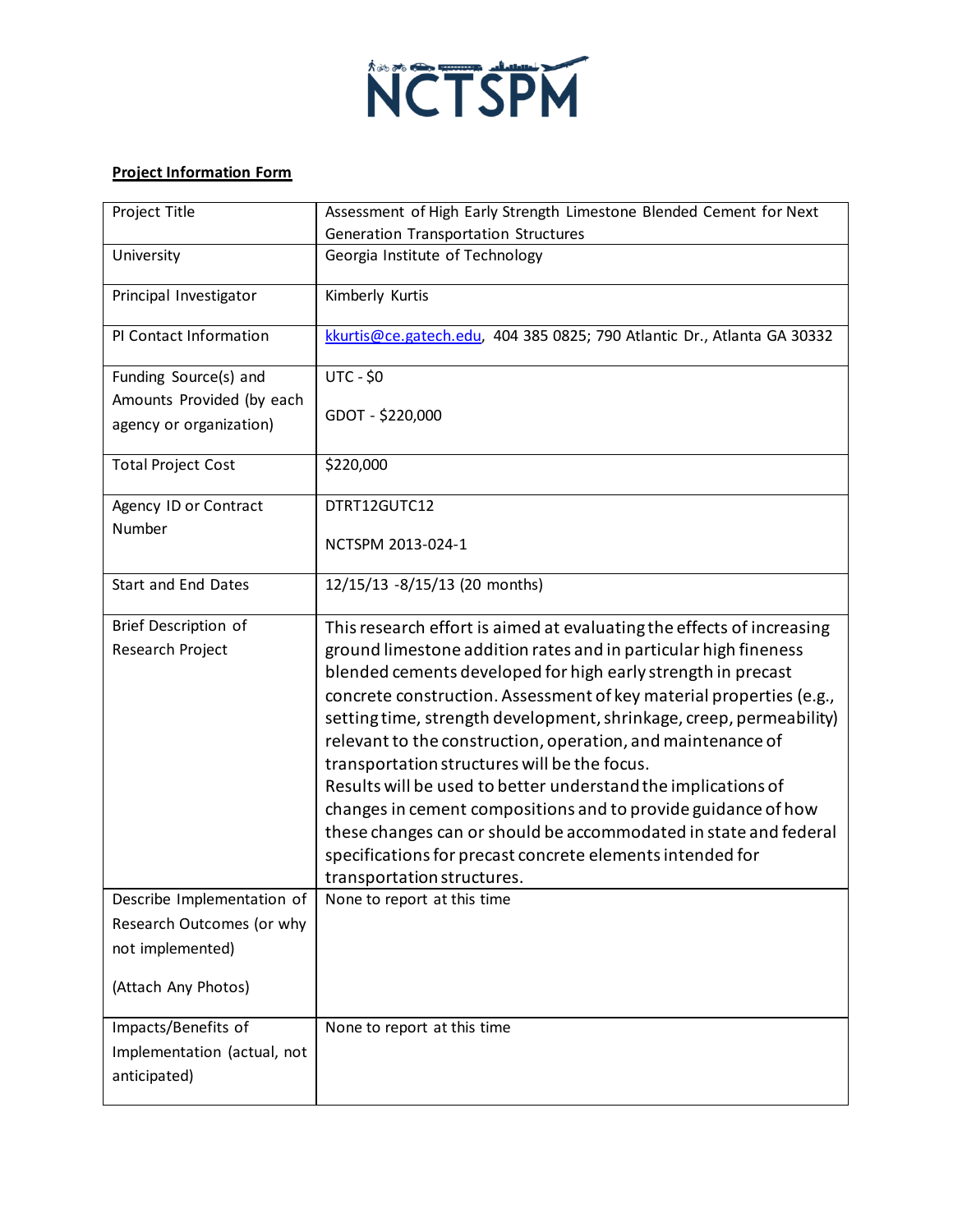NCTSPM

**Project Information Form**

| | |
|---|---|
| Project Title | Assessment of High Early Strength Limestone Blended Cement for Next Generation Transportation Structures |
| University | Georgia Institute of Technology |
| Principal Investigator | Kimberly Kurtis |
| PI Contact Information | kkurtis@ce.gatech.edu, 404 385 0825; 790 Atlantic Dr., Atlanta GA 30332 |
| Funding Source(s) and Amounts Provided (by each agency or organization) | UTC - $0<br><br>GDOT - $220,000 |
| Total Project Cost | $220,000 |
| Agency ID or Contract Number | DTRT12GUTC12<br><br>NCTSPM 2013-024-1 |
| Start and End Dates | 12/15/13 -8/15/13 (20 months) |
| Brief Description of Research Project | This research effort is aimed at evaluating the effects of increasing ground limestone addition rates and in particular high fineness blended cements developed for high early strength in precast concrete construction. Assessment of key material properties (e.g., setting time, strength development, shrinkage, creep, permeability) relevant to the construction, operation, and maintenance of transportation structures will be the focus.<br>Results will be used to better understand the implications of changes in cement compositions and to provide guidance of how these changes can or should be accommodated in state and federal specifications for precast concrete elements intended for transportation structures. |
| Describe Implementation of Research Outcomes (or why not implemented)<br><br>(Attach Any Photos) | None to report at this time |
| Impacts/Benefits of Implementation (actual, not anticipated) | None to report at this time |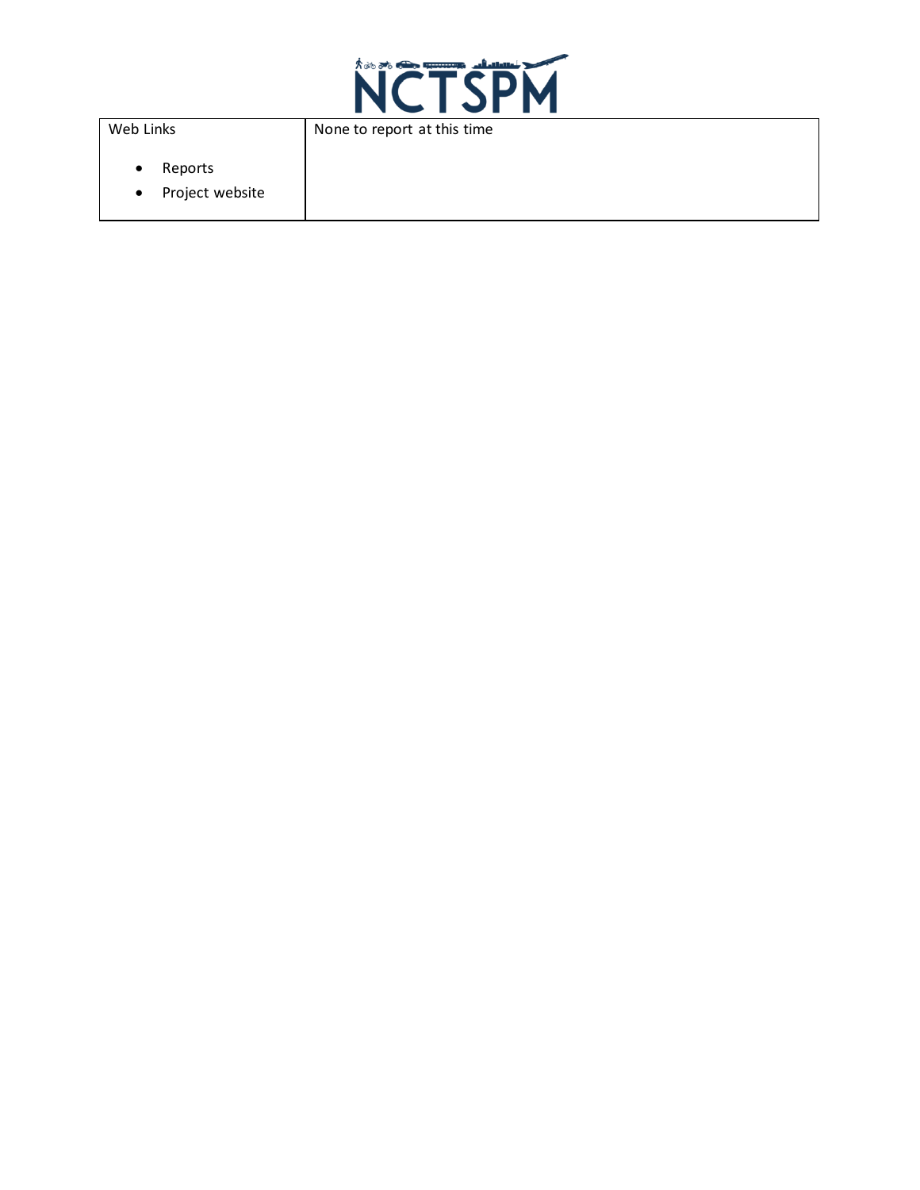| | |
|---|---|
| Web Links<br><br>• Reports<br>• Project website | None to report at this time |